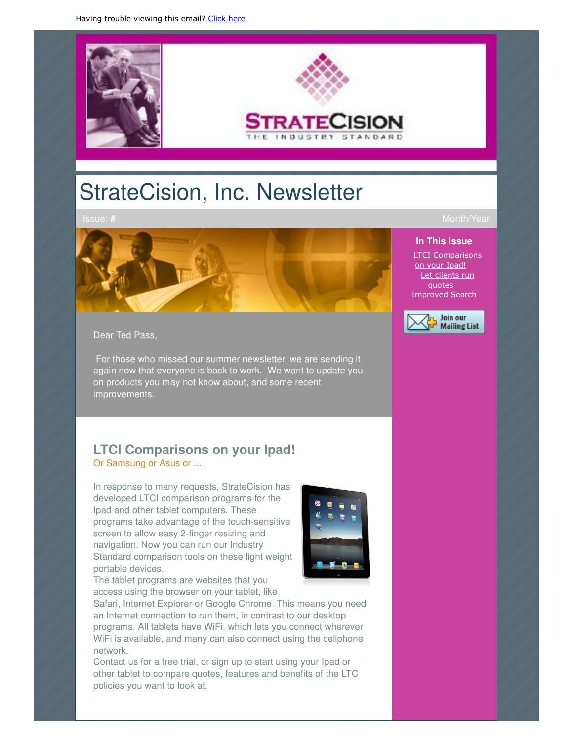Having trouble viewing this email? Click here

STRATECISION

THE INDUSTRY STANDARD

# StrateCision, Inc. Newsletter

Issue: # Month/Year

**In This Issue**

- LTCI Comparisons on your Ipad!
- Let clients run quotes
- Improved Search

Join our Mailing List

Dear Ted Pass,

For those who missed our summer newsletter, we are sending it again now that everyone is back to work. We want to update you on products you may not know about, and some recent improvements.

## LTCI Comparisons on your Ipad!

Or Samsung or Asus or ...

In response to many requests, StrateCision has developed LTCI comparison programs for the Ipad and other tablet computers. These programs take advantage of the touch-sensitive screen to allow easy 2-finger resizing and navigation. Now you can run our Industry Standard comparison tools on these light weight portable devices.

The tablet programs are websites that you access using the browser on your tablet, like Safari, Internet Explorer or Google Chrome. This means you need an Internet connection to run them, in contrast to our desktop programs. All tablets have WiFi, which lets you connect wherever WiFi is available, and many can also connect using the cellphone network.

Contact us for a free trial, or sign up to start using your Ipad or other tablet to compare quotes, features and benefits of the LTC policies you want to look at.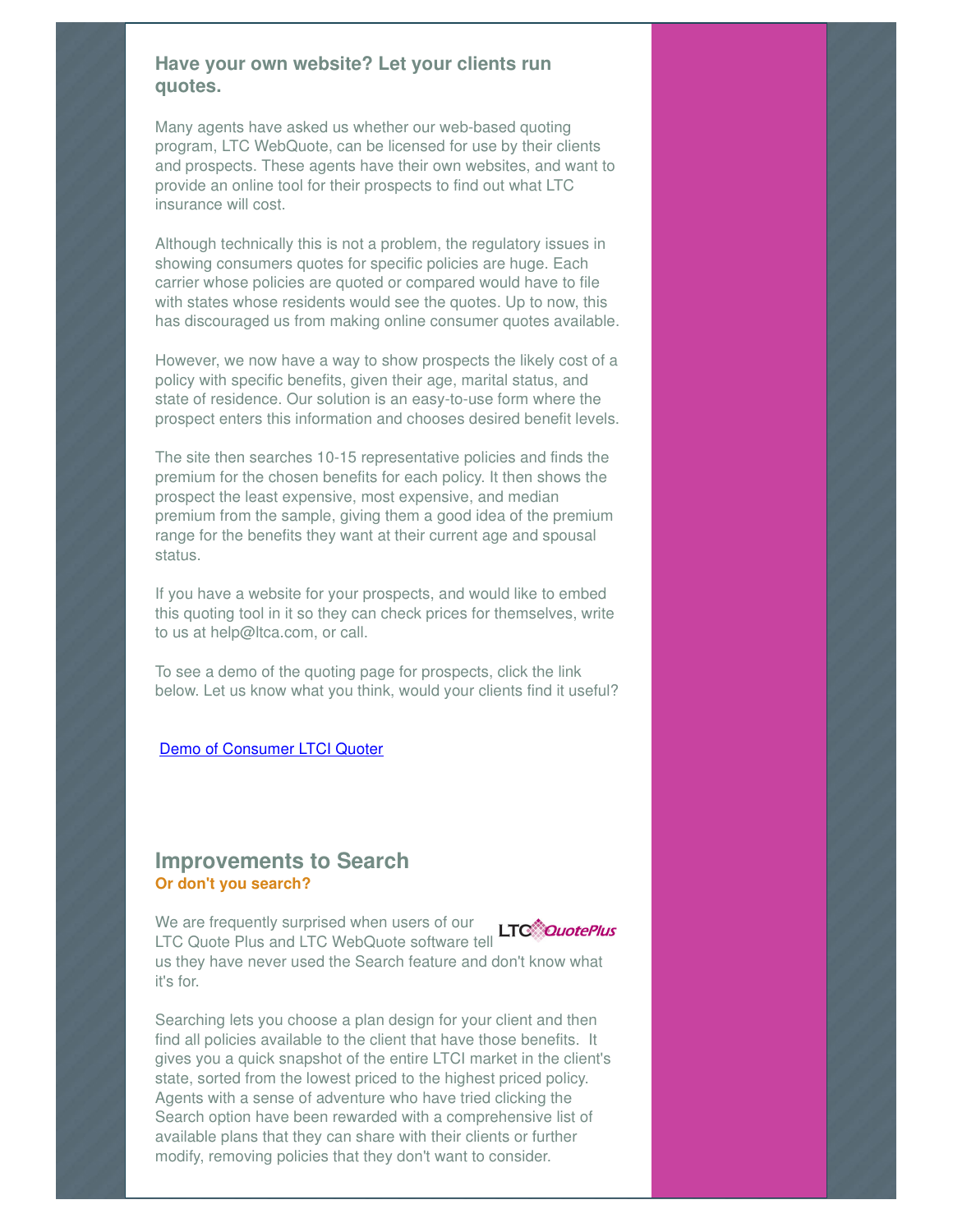### Have your own website? Let your clients run quotes.

Many agents have asked us whether our web-based quoting program, LTC WebQuote, can be licensed for use by their clients and prospects. These agents have their own websites, and want to provide an online tool for their prospects to find out what LTC insurance will cost.

Although technically this is not a problem, the regulatory issues in showing consumers quotes for specific policies are huge. Each carrier whose policies are quoted or compared would have to file with states whose residents would see the quotes. Up to now, this has discouraged us from making online consumer quotes available.

However, we now have a way to show prospects the likely cost of a policy with specific benefits, given their age, marital status, and state of residence. Our solution is an easy-to-use form where the prospect enters this information and chooses desired benefit levels.

The site then searches 10-15 representative policies and finds the premium for the chosen benefits for each policy. It then shows the prospect the least expensive, most expensive, and median premium from the sample, giving them a good idea of the premium range for the benefits they want at their current age and spousal status.

If you have a website for your prospects, and would like to embed this quoting tool in it so they can check prices for themselves, write to us at help@ltca.com, or call.

To see a demo of the quoting page for prospects, click the link below. Let us know what you think, would your clients find it useful?

Demo of Consumer LTCI Quoter

## Improvements to Search

**Or don't you search?**

We are frequently surprised when users of our LTC Quote Plus and LTC WebQuote software tell us they have never used the Search feature and don't know what it's for.

Searching lets you choose a plan design for your client and then find all policies available to the client that have those benefits. It gives you a quick snapshot of the entire LTCI market in the client's state, sorted from the lowest priced to the highest priced policy. Agents with a sense of adventure who have tried clicking the Search option have been rewarded with a comprehensive list of available plans that they can share with their clients or further modify, removing policies that they don't want to consider.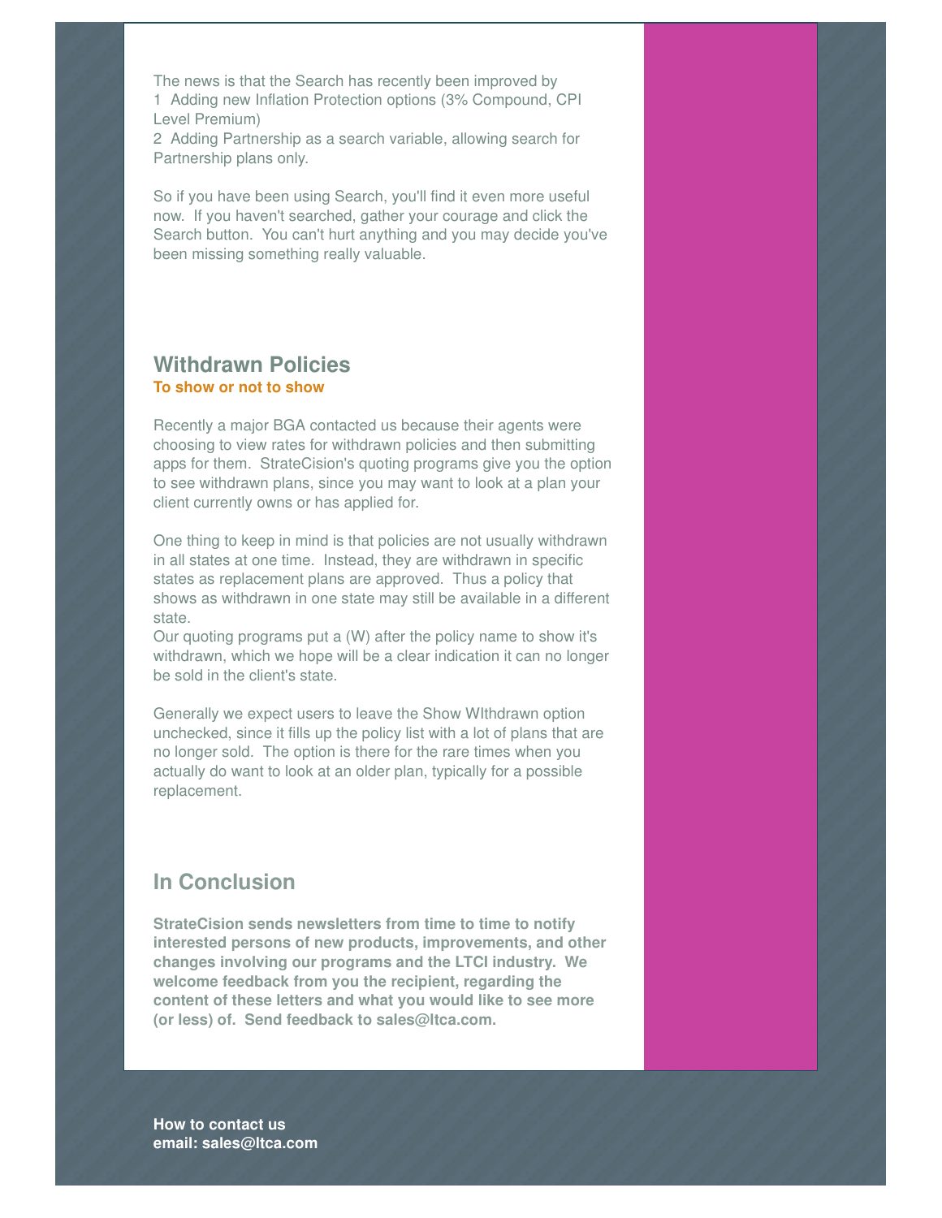The news is that the Search has recently been improved by
1 Adding new Inflation Protection options (3% Compound, CPI Level Premium)
2 Adding Partnership as a search variable, allowing search for Partnership plans only.

So if you have been using Search, you'll find it even more useful now. If you haven't searched, gather your courage and click the Search button. You can't hurt anything and you may decide you've been missing something really valuable.

## Withdrawn Policies

**To show or not to show**

Recently a major BGA contacted us because their agents were choosing to view rates for withdrawn policies and then submitting apps for them. StrateCision's quoting programs give you the option to see withdrawn plans, since you may want to look at a plan your client currently owns or has applied for.

One thing to keep in mind is that policies are not usually withdrawn in all states at one time. Instead, they are withdrawn in specific states as replacement plans are approved. Thus a policy that shows as withdrawn in one state may still be available in a different state.
Our quoting programs put a (W) after the policy name to show it's withdrawn, which we hope will be a clear indication it can no longer be sold in the client's state.

Generally we expect users to leave the Show WIthdrawn option unchecked, since it fills up the policy list with a lot of plans that are no longer sold. The option is there for the rare times when you actually do want to look at an older plan, typically for a possible replacement.

## In Conclusion

**StrateCision sends newsletters from time to time to notify interested persons of new products, improvements, and other changes involving our programs and the LTCI industry. We welcome feedback from you the recipient, regarding the content of these letters and what you would like to see more (or less) of. Send feedback to sales@ltca.com.**

**How to contact us**
**email: sales@ltca.com**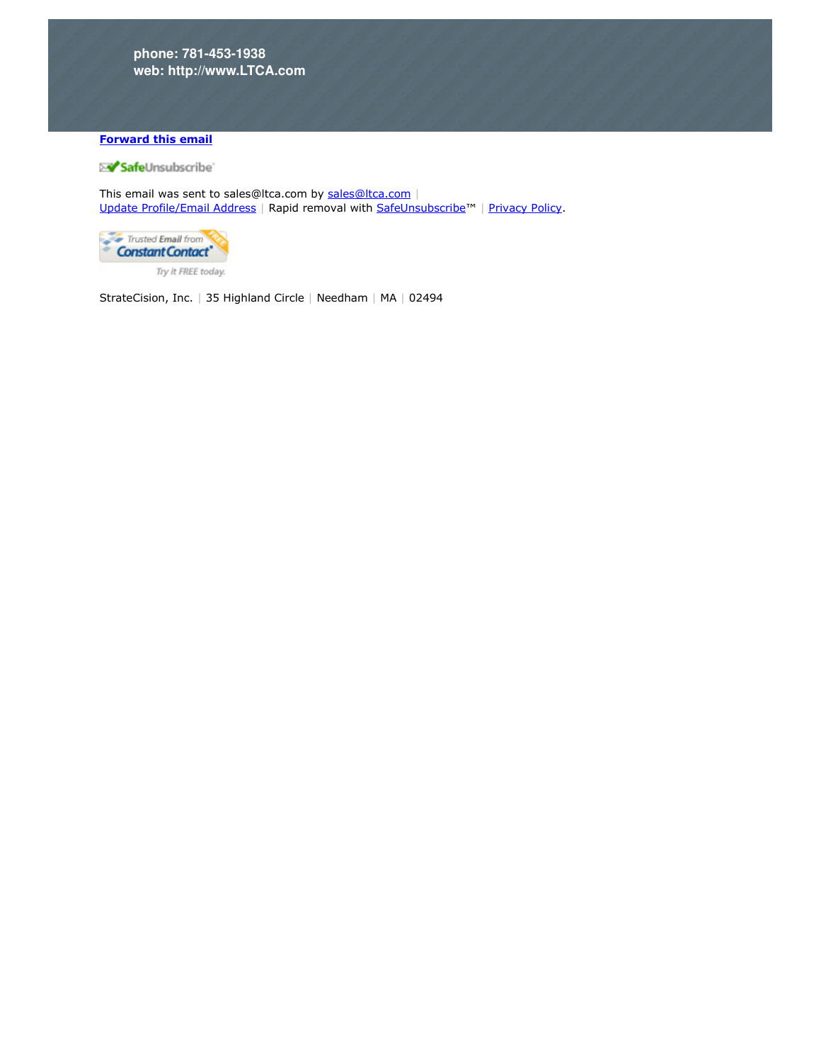**phone: 781-453-1938**
**web: http://www.LTCA.com**

**Forward this email**

SafeUnsubscribe

This email was sent to sales@ltca.com by sales@ltca.com | Update Profile/Email Address | Rapid removal with SafeUnsubscribe™ | Privacy Policy.

Trusted Email from Constant Contact FREE
Try it FREE today.

StrateCision, Inc. | 35 Highland Circle | Needham | MA | 02494